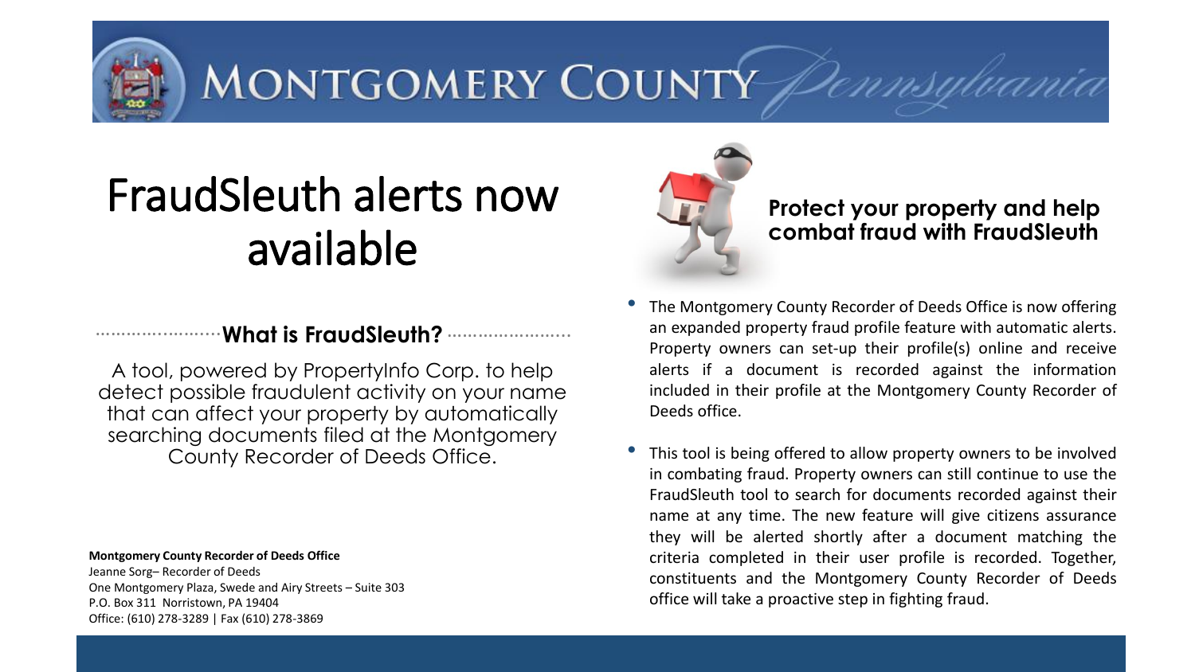MONTGOMERY COUNTY *Pennsylvania*

# FraudSleuth alerts now available

## What is FraudSleuth?

A tool, powered by PropertyInfo Corp. to help detect possible fraudulent activity on your name that can affect your property by automatically searching documents filed at the Montgomery County Recorder of Deeds Office.

**Montgomery County Recorder of Deeds Office**
Jeanne Sorg– Recorder of Deeds
One Montgomery Plaza, Swede and Airy Streets – Suite 303
P.O. Box 311 Norristown, PA 19404
Office: (610) 278-3289 | Fax (610) 278-3869

**Protect your property and help combat fraud with FraudSleuth**

- The Montgomery County Recorder of Deeds Office is now offering an expanded property fraud profile feature with automatic alerts. Property owners can set-up their profile(s) online and receive alerts if a document is recorded against the information included in their profile at the Montgomery County Recorder of Deeds office.

- This tool is being offered to allow property owners to be involved in combating fraud. Property owners can still continue to use the FraudSleuth tool to search for documents recorded against their name at any time. The new feature will give citizens assurance they will be alerted shortly after a document matching the criteria completed in their user profile is recorded. Together, constituents and the Montgomery County Recorder of Deeds office will take a proactive step in fighting fraud.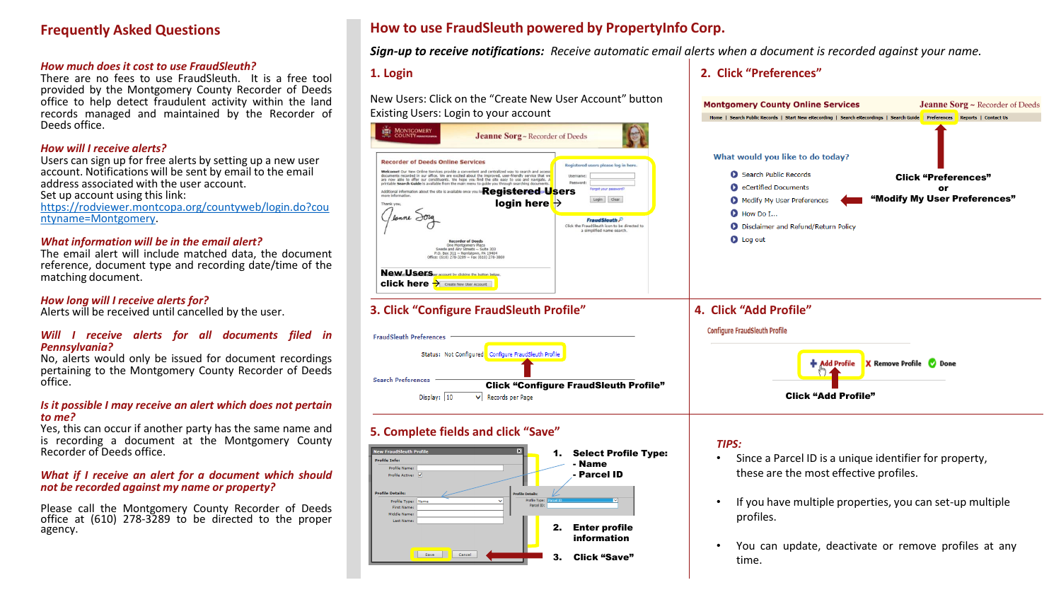## Frequently Asked Questions

***How much does it cost to use FraudSleuth?***

There are no fees to use FraudSleuth. It is a free tool provided by the Montgomery County Recorder of Deeds office to help detect fraudulent activity within the land records managed and maintained by the Recorder of Deeds office.

***How will I receive alerts?***

Users can sign up for free alerts by setting up a new user account. Notifications will be sent by email to the email address associated with the user account.
Set up account using this link:
https://rodviewer.montcopa.org/countyweb/login.do?countyname=Montgomery.

***What information will be in the email alert?***

The email alert will include matched data, the document reference, document type and recording date/time of the matching document.

***How long will I receive alerts for?***

Alerts will be received until cancelled by the user.

***Will I receive alerts for all documents filed in Pennsylvania?***

No, alerts would only be issued for document recordings pertaining to the Montgomery County Recorder of Deeds office.

***Is it possible I may receive an alert which does not pertain to me?***

Yes, this can occur if another party has the same name and is recording a document at the Montgomery County Recorder of Deeds office.

***What if I receive an alert for a document which should not be recorded against my name or property?***

Please call the Montgomery County Recorder of Deeds office at (610) 278-3289 to be directed to the proper agency.

## How to use FraudSleuth powered by PropertyInfo Corp.

***Sign-up to receive notifications:*** *Receive automatic email alerts when a document is recorded against your name.*

### 1. Login

New Users: Click on the "Create New User Account" button
Existing Users: Login to your account

**Registered Users login here →**

**New Users click here →**

### 2. Click "Preferences"

**Click "Preferences" or "Modify My User Preferences"**

### 3. Click "Configure FraudSleuth Profile"

**Click "Configure FraudSleuth Profile"**

### 4. Click "Add Profile"

**Click "Add Profile"**

### 5. Complete fields and click "Save"

1. **Select Profile Type:**
   - **Name**
   - **Parcel ID**
2. **Enter profile information**
3. **Click "Save"**

### TIPS:

- Since a Parcel ID is a unique identifier for property, these are the most effective profiles.
- If you have multiple properties, you can set-up multiple profiles.
- You can update, deactivate or remove profiles at any time.